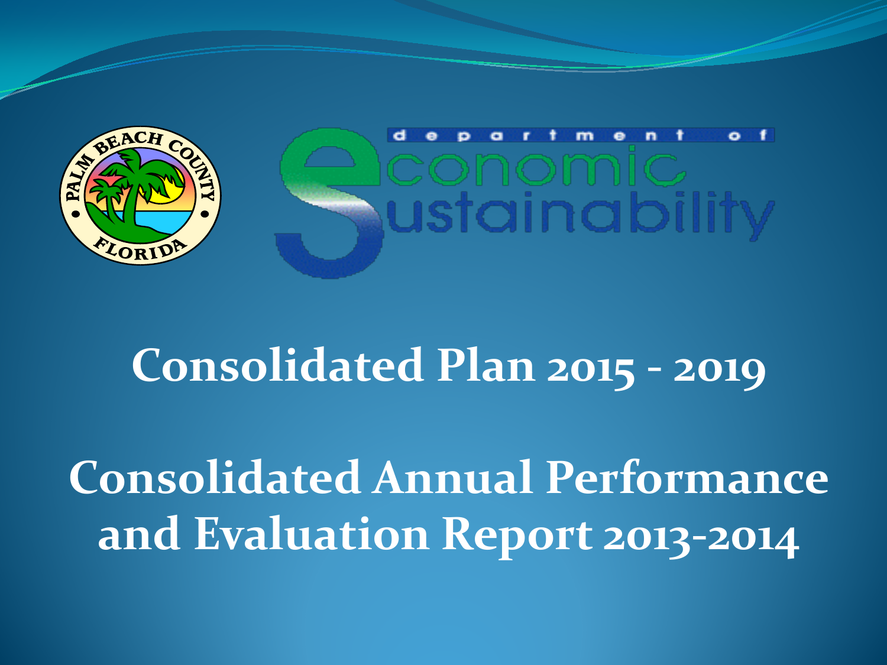PALM BEACH COUNTY FLORIDA

department of economic sustainability

# Consolidated Plan 2015 - 2019

# Consolidated Annual Performance and Evaluation Report 2013-2014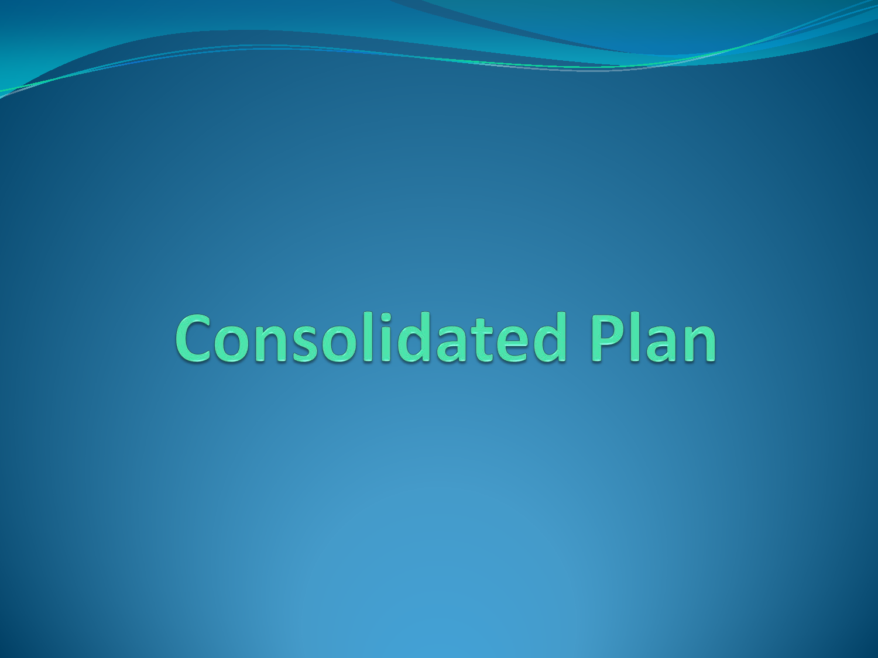# Consolidated Plan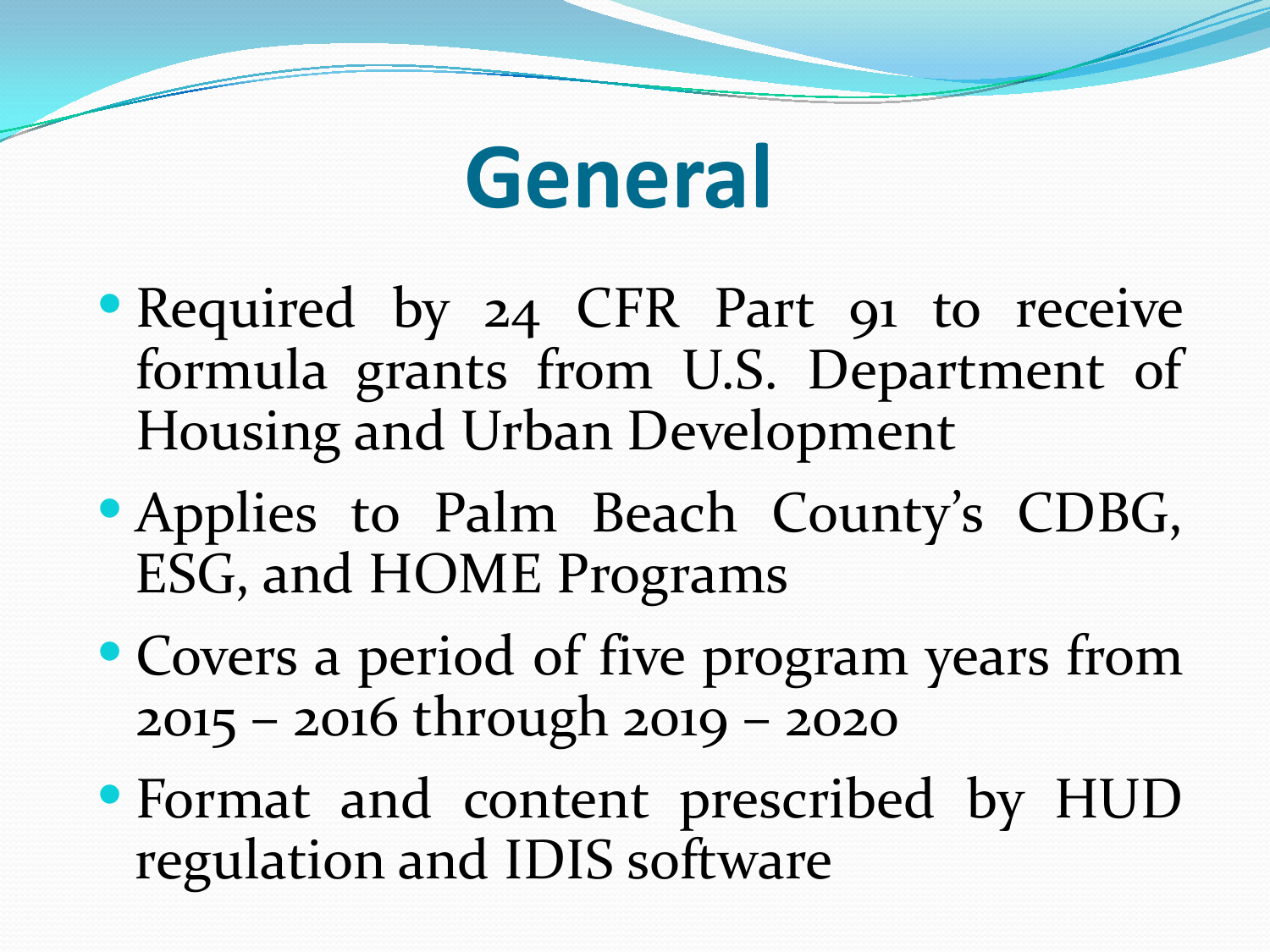# General

- Required by 24 CFR Part 91 to receive formula grants from U.S. Department of Housing and Urban Development
- Applies to Palm Beach County's CDBG, ESG, and HOME Programs
- Covers a period of five program years from 2015 – 2016 through 2019 – 2020
- Format and content prescribed by HUD regulation and IDIS software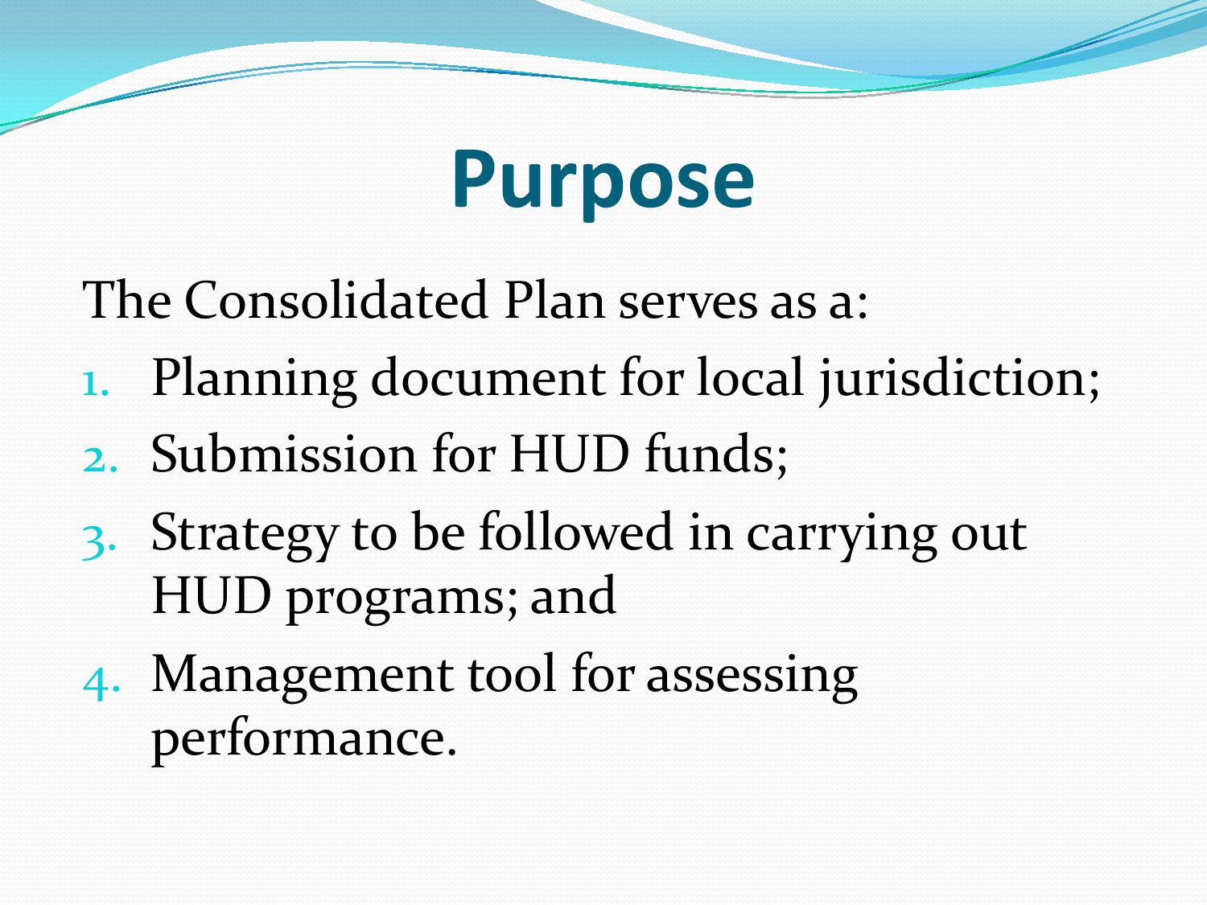# Purpose

The Consolidated Plan serves as a:

1. Planning document for local jurisdiction;
2. Submission for HUD funds;
3. Strategy to be followed in carrying out HUD programs; and
4. Management tool for assessing performance.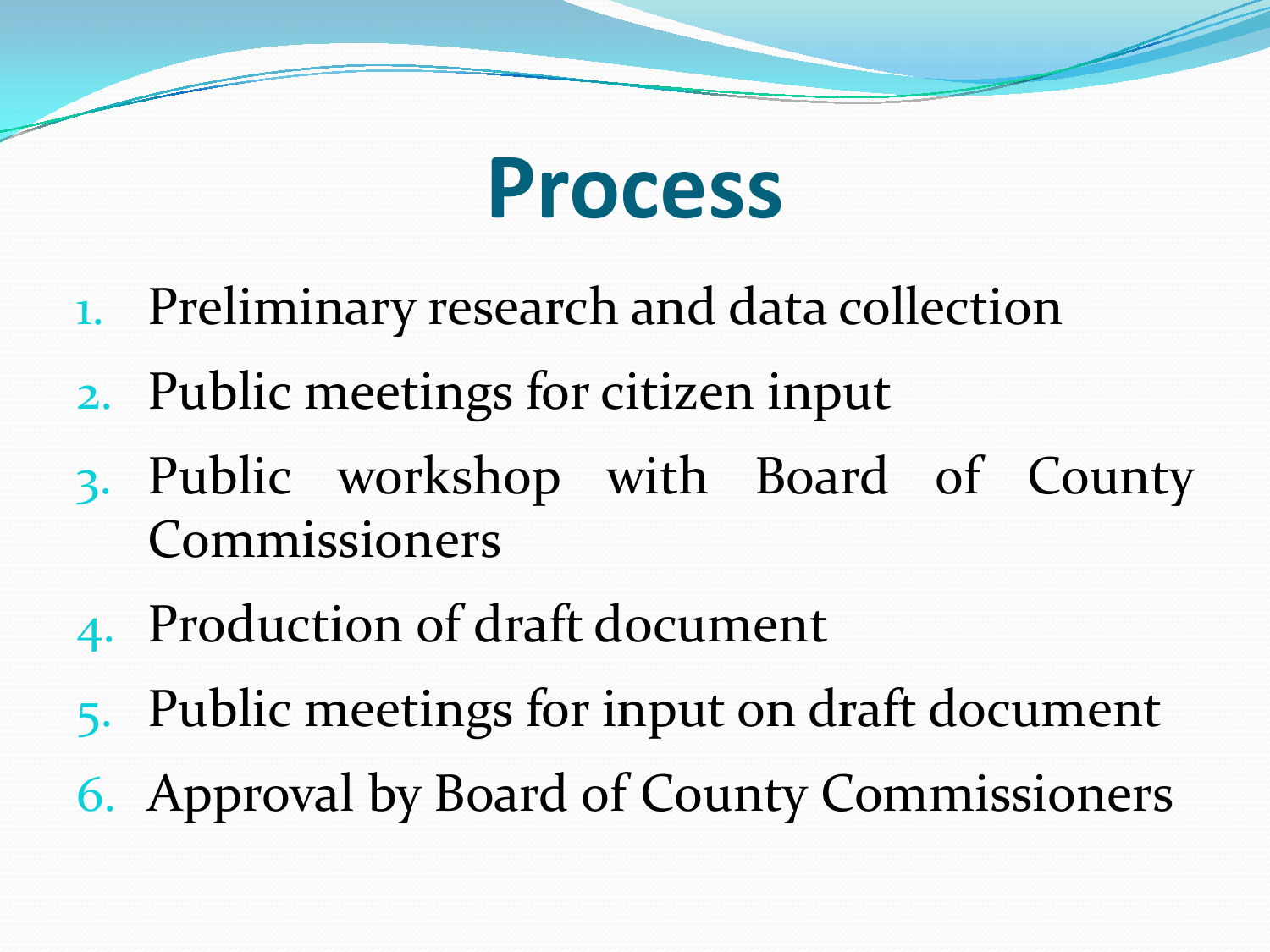# Process

1. Preliminary research and data collection
2. Public meetings for citizen input
3. Public workshop with Board of County Commissioners
4. Production of draft document
5. Public meetings for input on draft document
6. Approval by Board of County Commissioners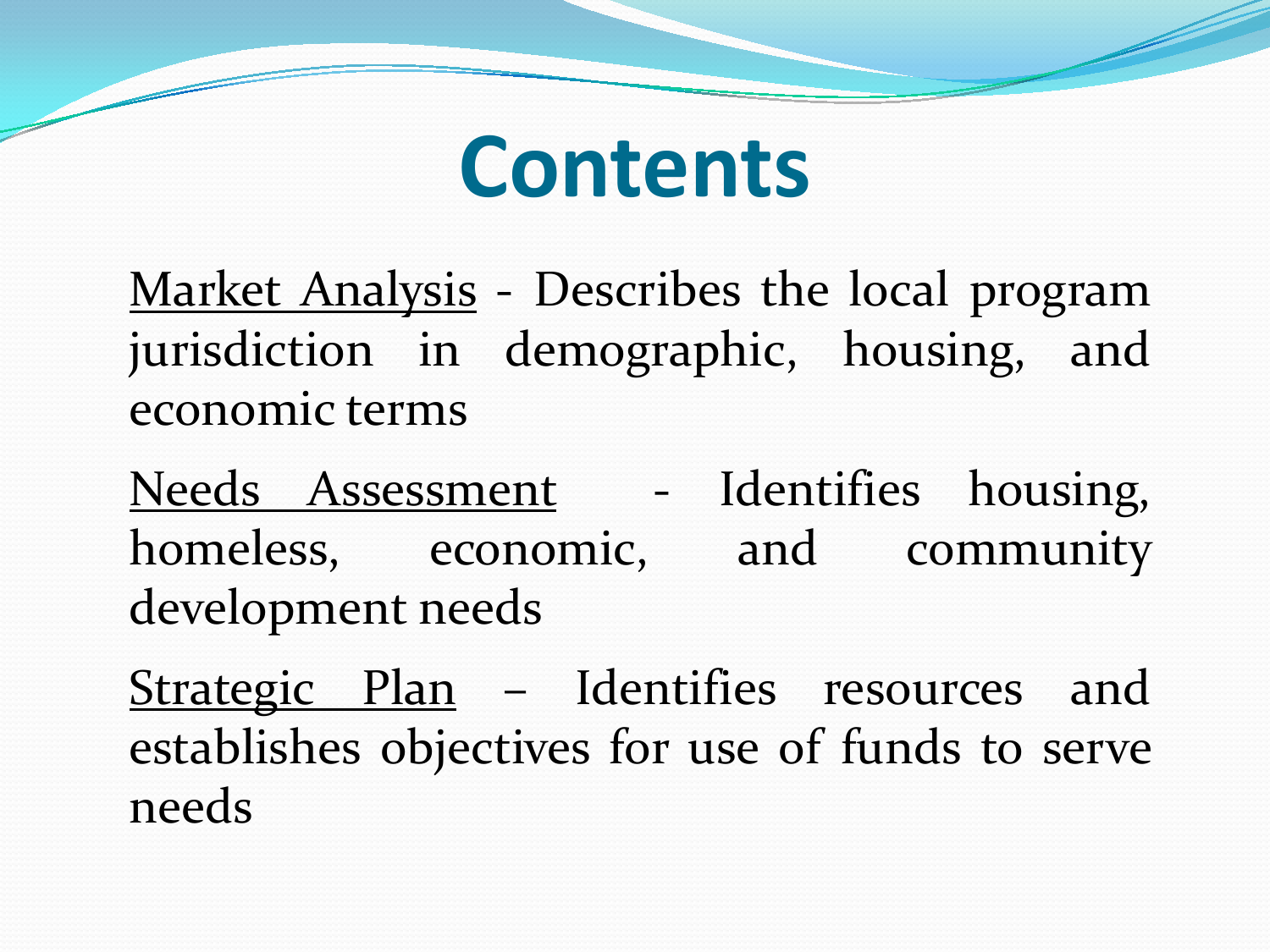# Contents

<u>Market Analysis</u> - Describes the local program jurisdiction in demographic, housing, and economic terms

<u>Needs Assessment</u> - Identifies housing, homeless, economic, and community development needs

<u>Strategic Plan</u> – Identifies resources and establishes objectives for use of funds to serve needs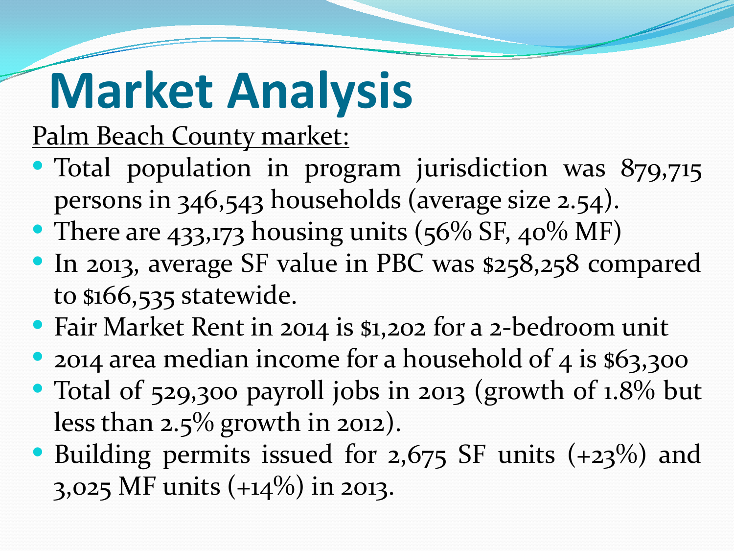# Market Analysis

Palm Beach County market:

- Total population in program jurisdiction was 879,715 persons in 346,543 households (average size 2.54).
- There are 433,173 housing units (56% SF, 40% MF)
- In 2013, average SF value in PBC was $258,258 compared to $166,535 statewide.
- Fair Market Rent in 2014 is $1,202 for a 2-bedroom unit
- 2014 area median income for a household of 4 is $63,300
- Total of 529,300 payroll jobs in 2013 (growth of 1.8% but less than 2.5% growth in 2012).
- Building permits issued for 2,675 SF units (+23%) and 3,025 MF units (+14%) in 2013.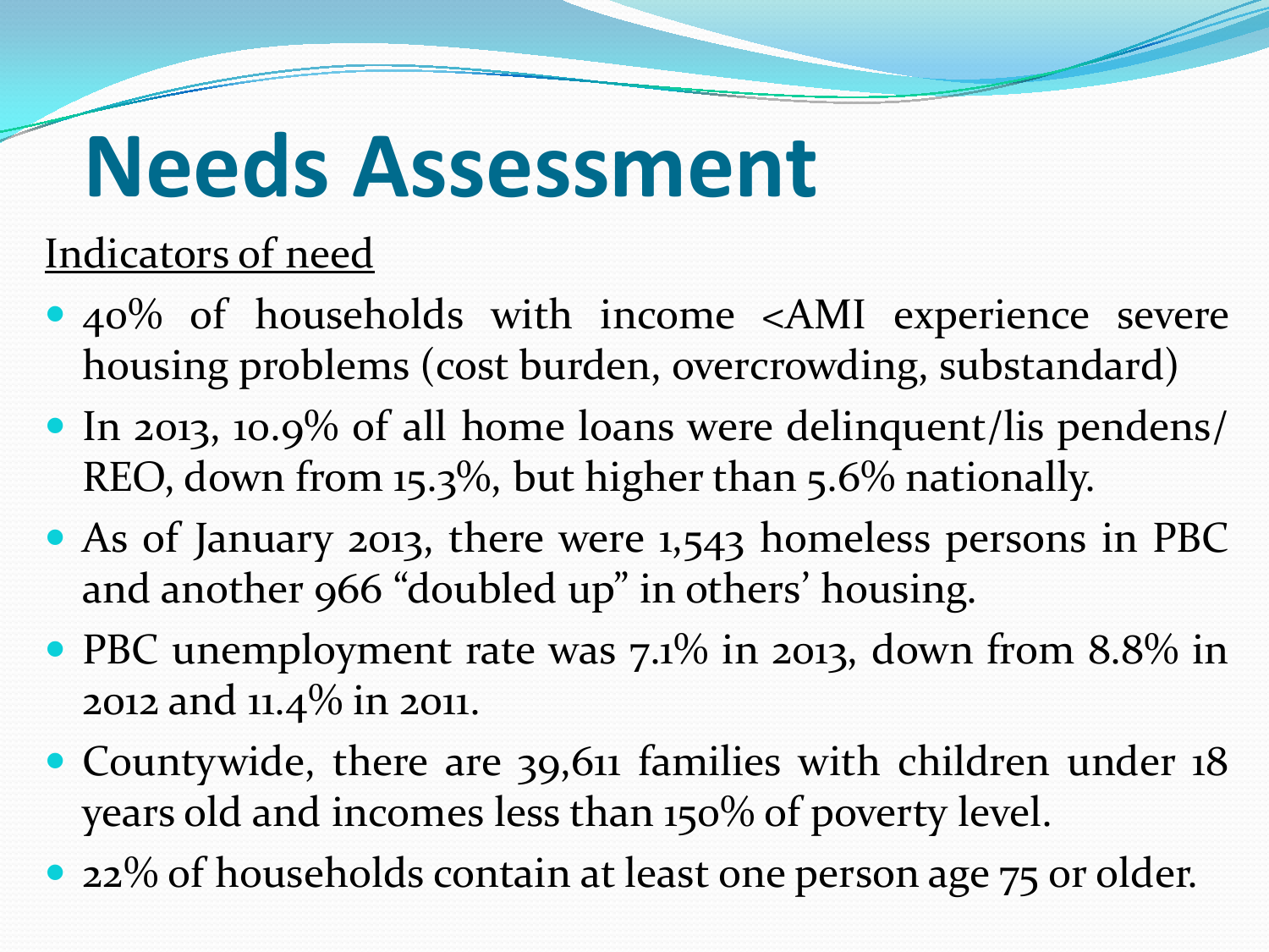# Needs Assessment

Indicators of need

- 40% of households with income <AMI experience severe housing problems (cost burden, overcrowding, substandard)
- In 2013, 10.9% of all home loans were delinquent/lis pendens/ REO, down from 15.3%, but higher than 5.6% nationally.
- As of January 2013, there were 1,543 homeless persons in PBC and another 966 "doubled up" in others' housing.
- PBC unemployment rate was 7.1% in 2013, down from 8.8% in 2012 and 11.4% in 2011.
- Countywide, there are 39,611 families with children under 18 years old and incomes less than 150% of poverty level.
- 22% of households contain at least one person age 75 or older.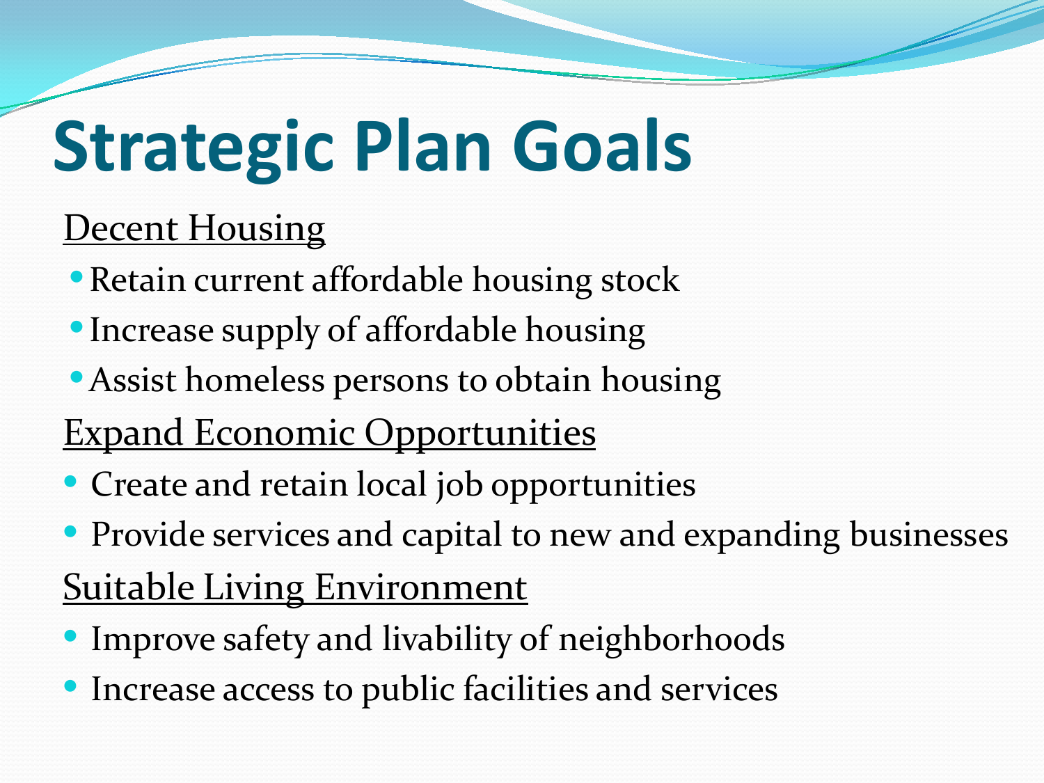# Strategic Plan Goals

<u>Decent Housing</u>

- Retain current affordable housing stock
- Increase supply of affordable housing
- Assist homeless persons to obtain housing

<u>Expand Economic Opportunities</u>

- Create and retain local job opportunities
- Provide services and capital to new and expanding businesses

<u>Suitable Living Environment</u>

- Improve safety and livability of neighborhoods
- Increase access to public facilities and services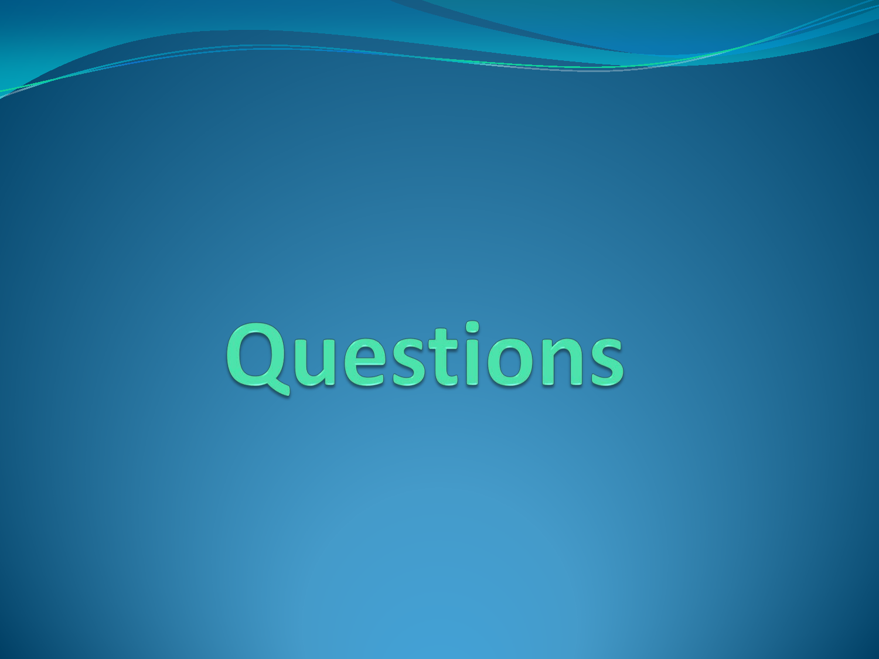# Questions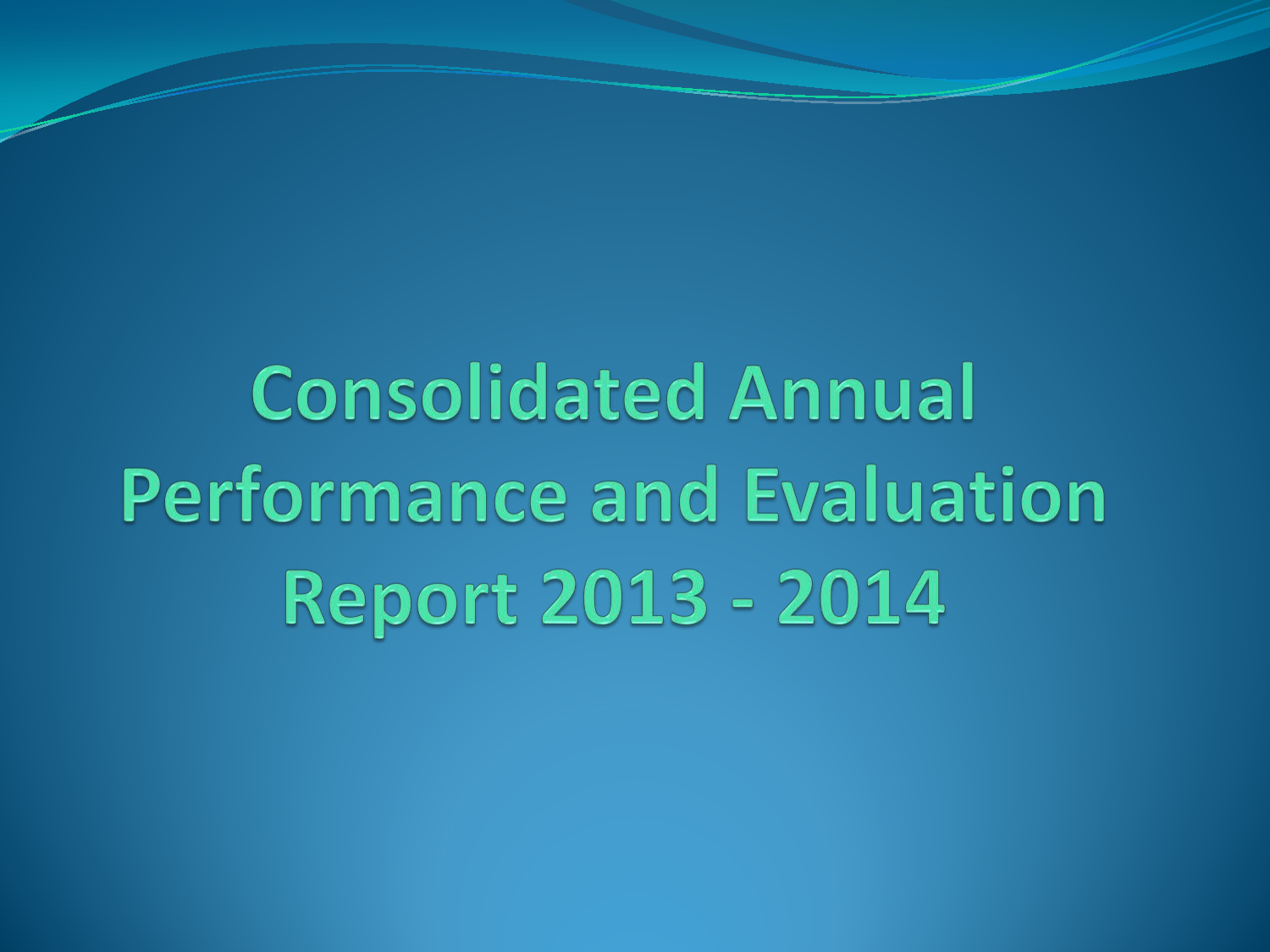# Consolidated Annual Performance and Evaluation Report 2013 - 2014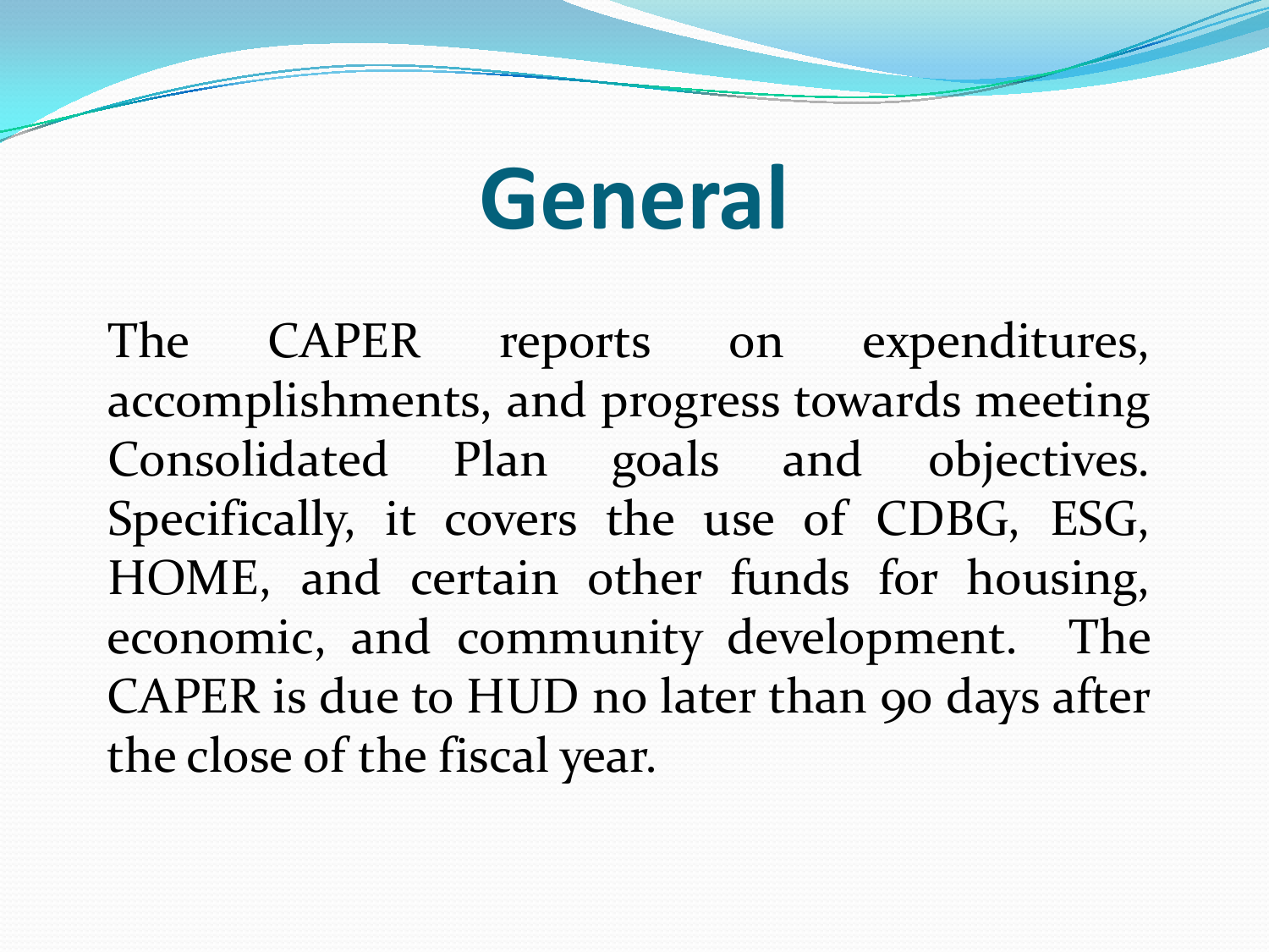# General

The CAPER reports on expenditures, accomplishments, and progress towards meeting Consolidated Plan goals and objectives. Specifically, it covers the use of CDBG, ESG, HOME, and certain other funds for housing, economic, and community development. The CAPER is due to HUD no later than 90 days after the close of the fiscal year.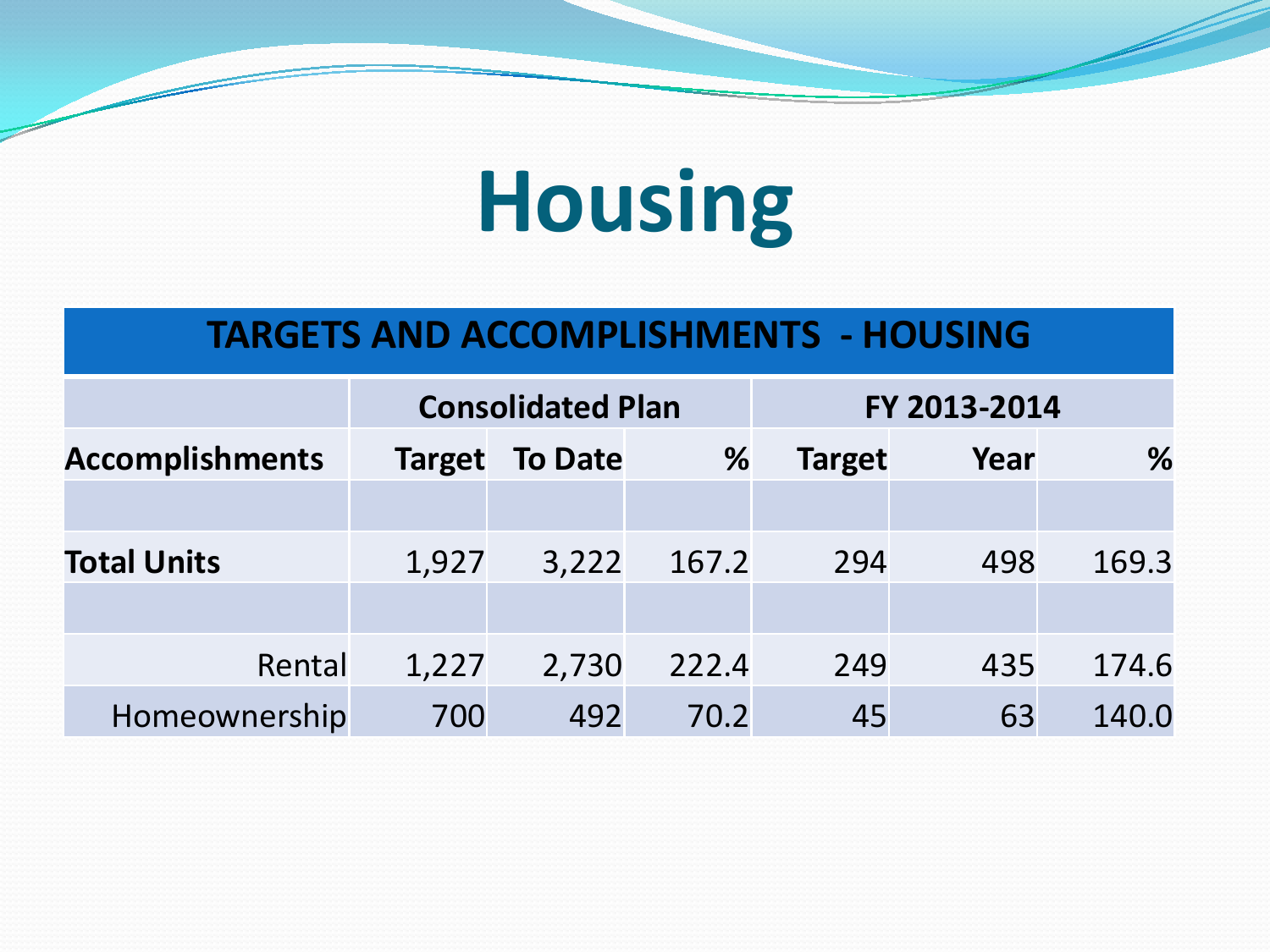# Housing

| TARGETS AND ACCOMPLISHMENTS - HOUSING | | | | | | |
|---|---|---|---|---|---|---|
| | Consolidated Plan | | | FY 2013-2014 | | |
| **Accomplishments** | **Target** | **To Date** | **%** | **Target** | **Year** | **%** |
| | | | | | | |
| **Total Units** | 1,927 | 3,222 | 167.2 | 294 | 498 | 169.3 |
| | | | | | | |
| Rental | 1,227 | 2,730 | 222.4 | 249 | 435 | 174.6 |
| Homeownership | 700 | 492 | 70.2 | 45 | 63 | 140.0 |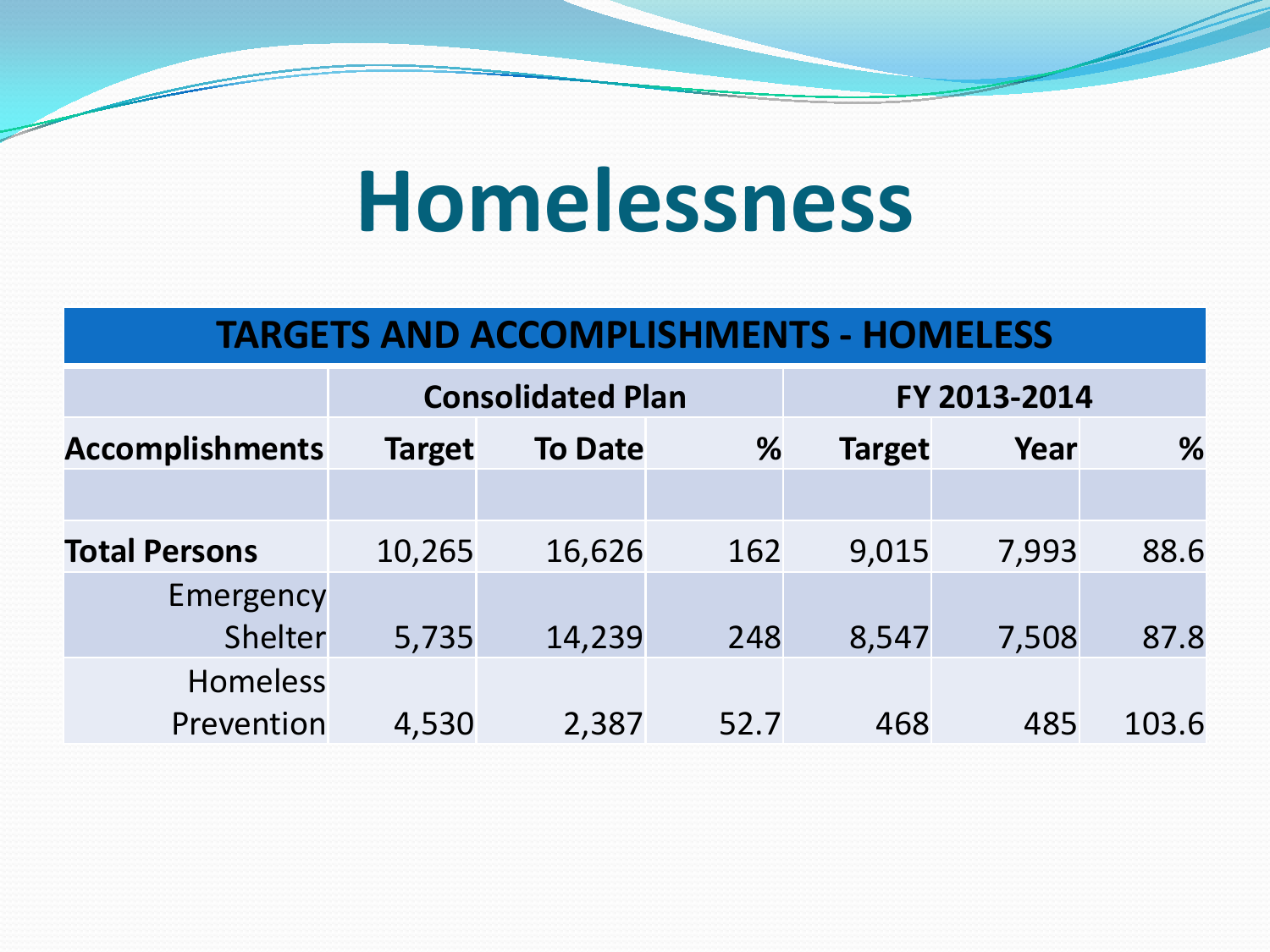# Homelessness

| TARGETS AND ACCOMPLISHMENTS - HOMELESS | | | | | | |
|---|---|---|---|---|---|---|
| | Consolidated Plan | | | FY 2013-2014 | | |
| **Accomplishments** | **Target** | **To Date** | **%** | **Target** | **Year** | **%** |
| | | | | | | |
| **Total Persons** | 10,265 | 16,626 | 162 | 9,015 | 7,993 | 88.6 |
| Emergency Shelter | 5,735 | 14,239 | 248 | 8,547 | 7,508 | 87.8 |
| Homeless Prevention | 4,530 | 2,387 | 52.7 | 468 | 485 | 103.6 |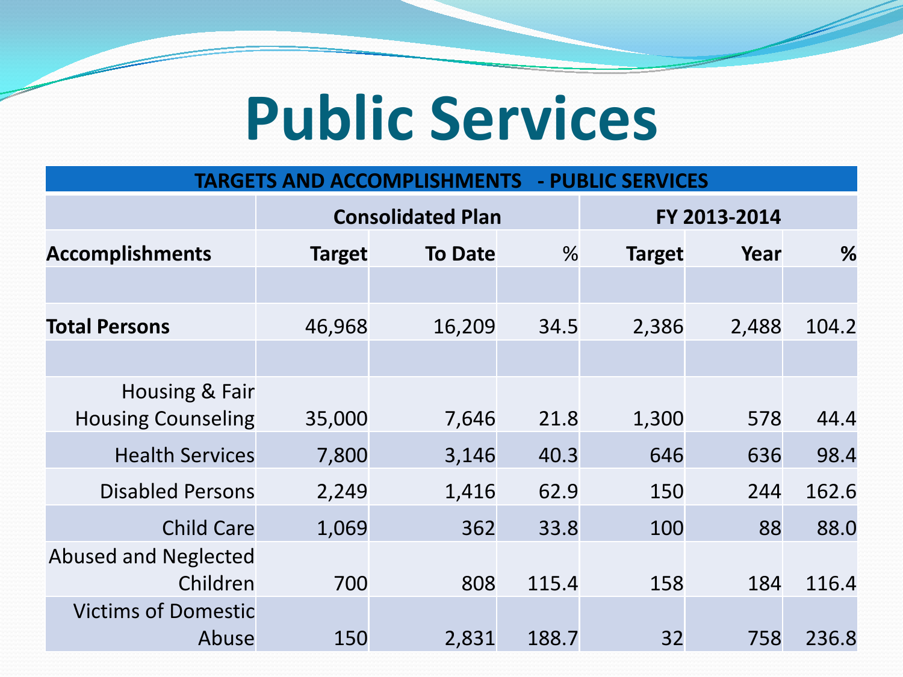# Public Services

| TARGETS AND ACCOMPLISHMENTS - PUBLIC SERVICES | | | | | | |
|---|---|---|---|---|---|---|
| | Consolidated Plan | | | FY 2013-2014 | | |
| **Accomplishments** | **Target** | **To Date** | % | **Target** | **Year** | % |
| | | | | | | |
| **Total Persons** | 46,968 | 16,209 | 34.5 | 2,386 | 2,488 | 104.2 |
| | | | | | | |
| Housing & Fair Housing Counseling | 35,000 | 7,646 | 21.8 | 1,300 | 578 | 44.4 |
| Health Services | 7,800 | 3,146 | 40.3 | 646 | 636 | 98.4 |
| Disabled Persons | 2,249 | 1,416 | 62.9 | 150 | 244 | 162.6 |
| Child Care | 1,069 | 362 | 33.8 | 100 | 88 | 88.0 |
| Abused and Neglected Children | 700 | 808 | 115.4 | 158 | 184 | 116.4 |
| Victims of Domestic Abuse | 150 | 2,831 | 188.7 | 32 | 758 | 236.8 |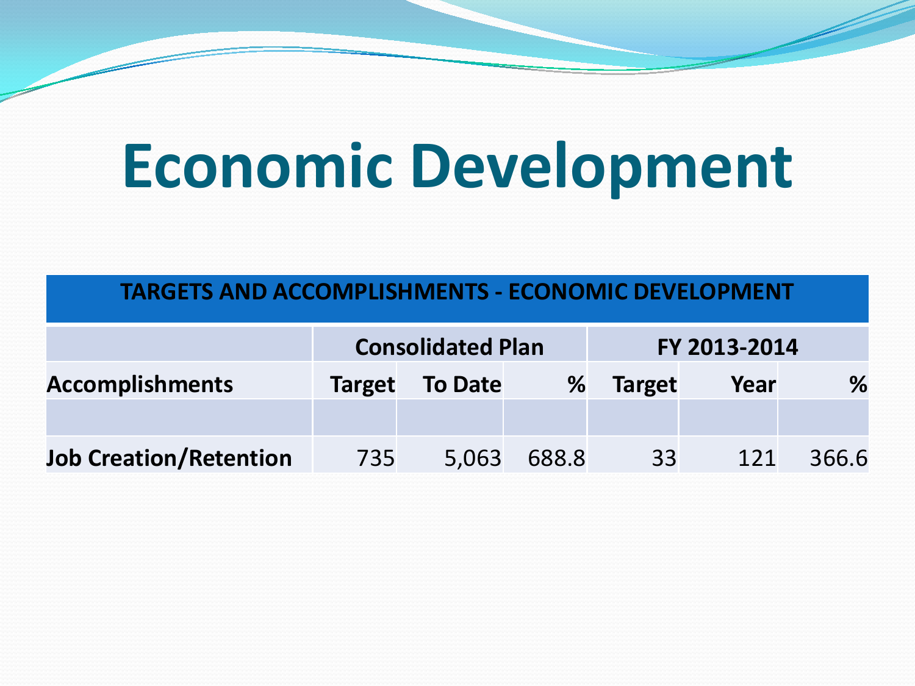# Economic Development

| TARGETS AND ACCOMPLISHMENTS - ECONOMIC DEVELOPMENT | | | | | | |
|---|---|---|---|---|---|---|
| | Consolidated Plan | | | FY 2013-2014 | | |
| Accomplishments | Target | To Date | % | Target | Year | % |
| | | | | | | |
| **Job Creation/Retention** | 735 | 5,063 | 688.8 | 33 | 121 | 366.6 |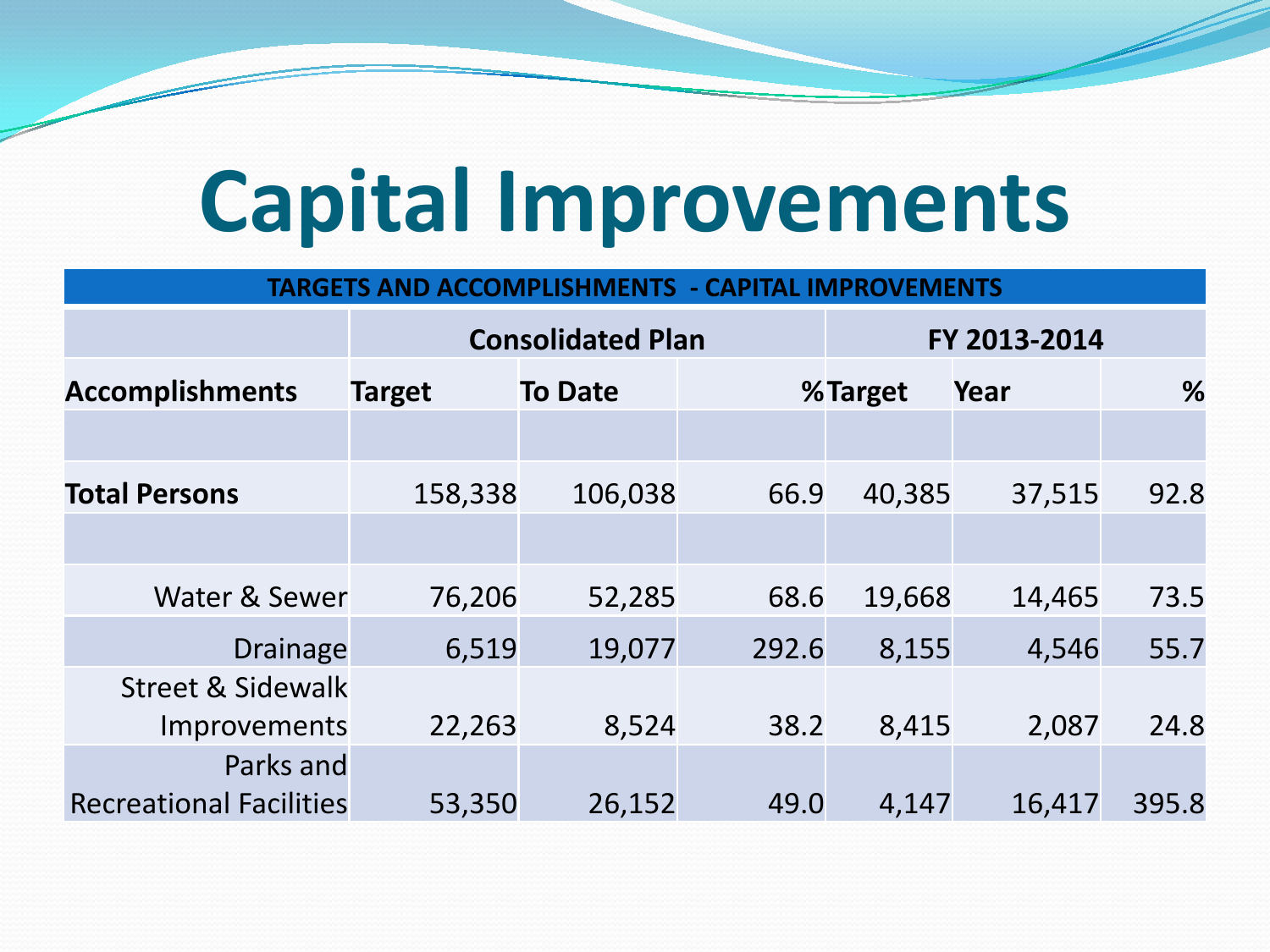# Capital Improvements

| TARGETS AND ACCOMPLISHMENTS - CAPITAL IMPROVEMENTS | | | | | | |
|---|---|---|---|---|---|---|
| | Consolidated Plan | | | FY 2013-2014 | | |
| Accomplishments | Target | To Date | % | Target | Year | % |
| | | | | | | |
| **Total Persons** | 158,338 | 106,038 | 66.9 | 40,385 | 37,515 | 92.8 |
| | | | | | | |
| Water & Sewer | 76,206 | 52,285 | 68.6 | 19,668 | 14,465 | 73.5 |
| Drainage | 6,519 | 19,077 | 292.6 | 8,155 | 4,546 | 55.7 |
| Street & Sidewalk Improvements | 22,263 | 8,524 | 38.2 | 8,415 | 2,087 | 24.8 |
| Parks and Recreational Facilities | 53,350 | 26,152 | 49.0 | 4,147 | 16,417 | 395.8 |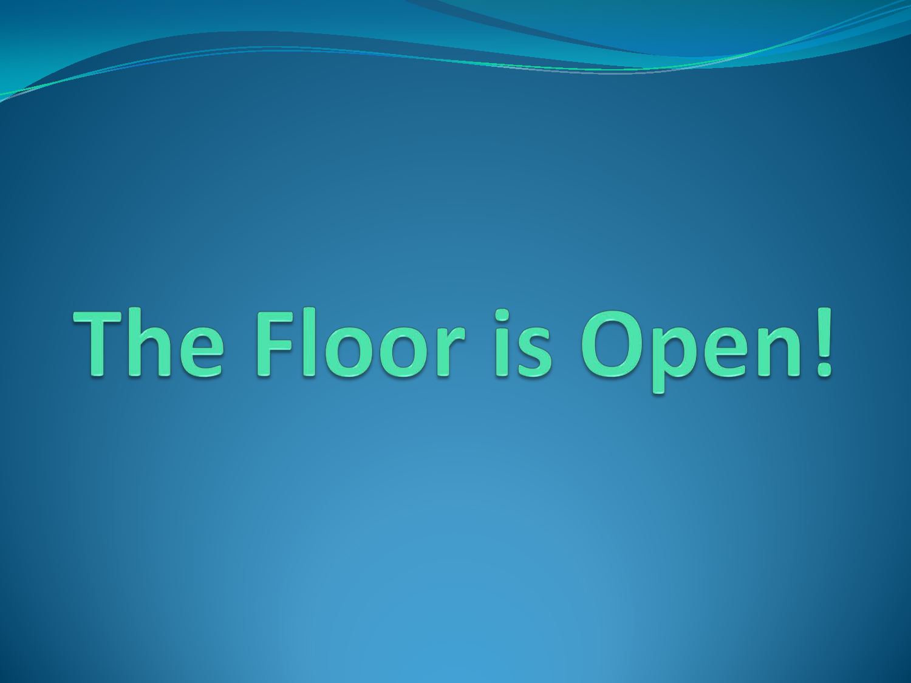# The Floor is Open!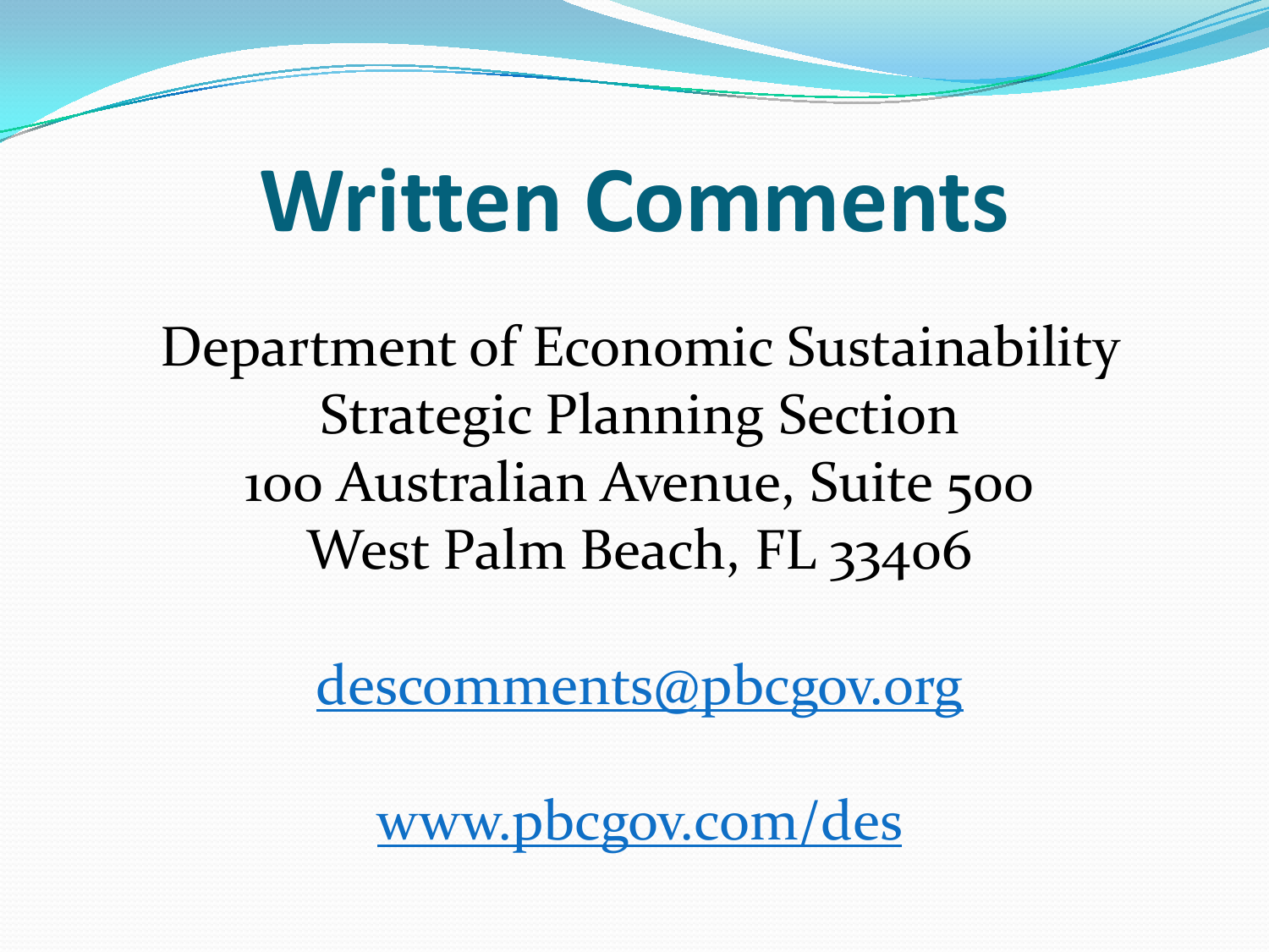# Written Comments

Department of Economic Sustainability
Strategic Planning Section
100 Australian Avenue, Suite 500
West Palm Beach, FL 33406

descomments@pbcgov.org

www.pbcgov.com/des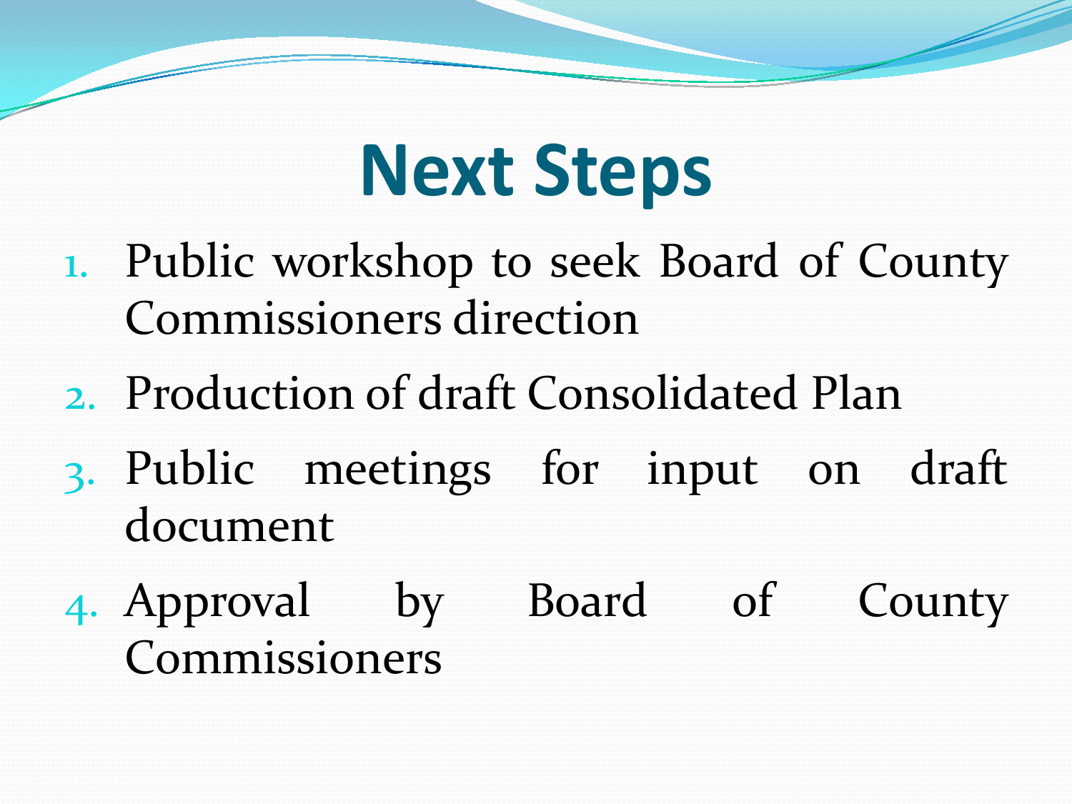# Next Steps

1. Public workshop to seek Board of County Commissioners direction
2. Production of draft Consolidated Plan
3. Public meetings for input on draft document
4. Approval by Board of County Commissioners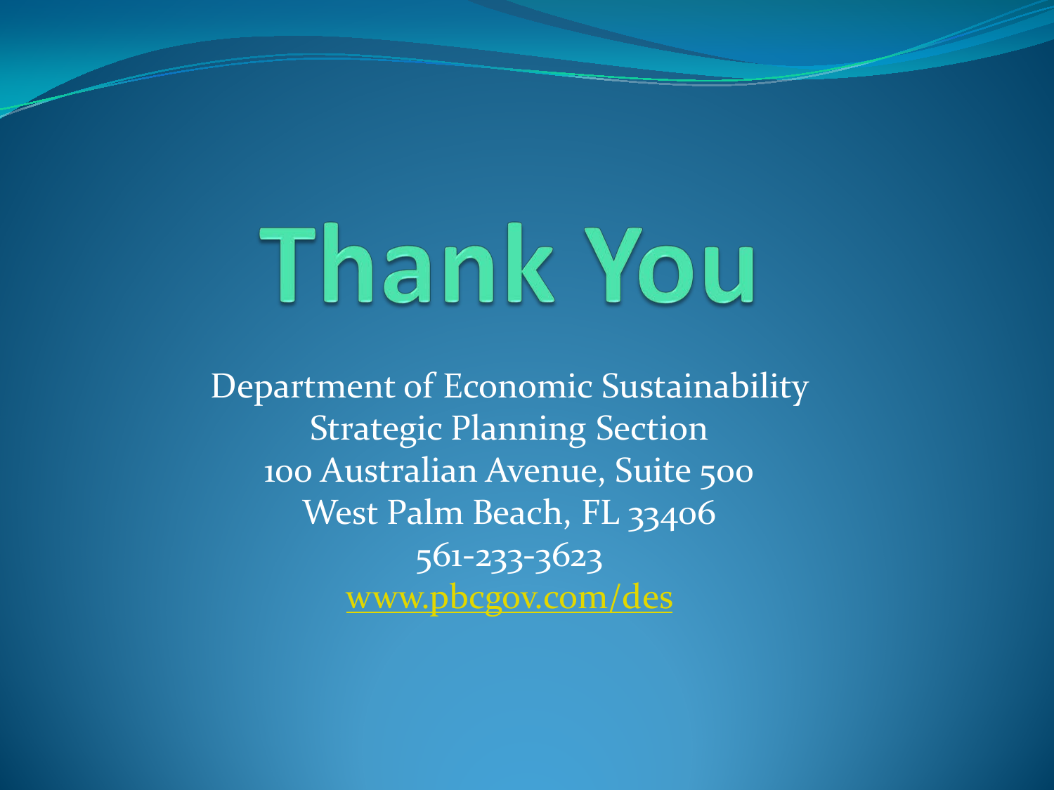# Thank You

Department of Economic Sustainability
Strategic Planning Section
100 Australian Avenue, Suite 500
West Palm Beach, FL 33406
561-233-3623
www.pbcgov.com/des